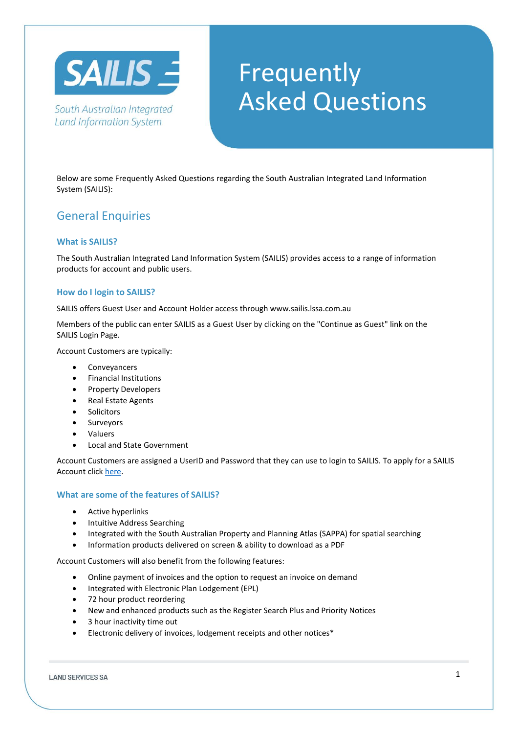SAILIS

South Australian Integrated Land Information System

# Frequently Asked Questions

Below are some Frequently Asked Questions regarding the South Australian Integrated Land Information System (SAILIS):

## General Enquiries

### What is SAILIS?

The South Australian Integrated Land Information System (SAILIS) provides access to a range of information products for account and public users.

### How do I login to SAILIS?

SAILIS offers Guest User and Account Holder access through www.sailis.lssa.com.au

Members of the public can enter SAILIS as a Guest User by clicking on the "Continue as Guest" link on the SAILIS Login Page.

Account Customers are typically:

- Conveyancers
- Financial Institutions
- Property Developers
- Real Estate Agents
- Solicitors
- Surveyors
- Valuers
- Local and State Government

Account Customers are assigned a UserID and Password that they can use to login to SAILIS. To apply for a SAILIS Account click here.

### What are some of the features of SAILIS?

- Active hyperlinks
- Intuitive Address Searching
- Integrated with the South Australian Property and Planning Atlas (SAPPA) for spatial searching
- Information products delivered on screen & ability to download as a PDF

Account Customers will also benefit from the following features:

- Online payment of invoices and the option to request an invoice on demand
- Integrated with Electronic Plan Lodgement (EPL)
- 72 hour product reordering
- New and enhanced products such as the Register Search Plus and Priority Notices
- 3 hour inactivity time out
- Electronic delivery of invoices, lodgement receipts and other notices*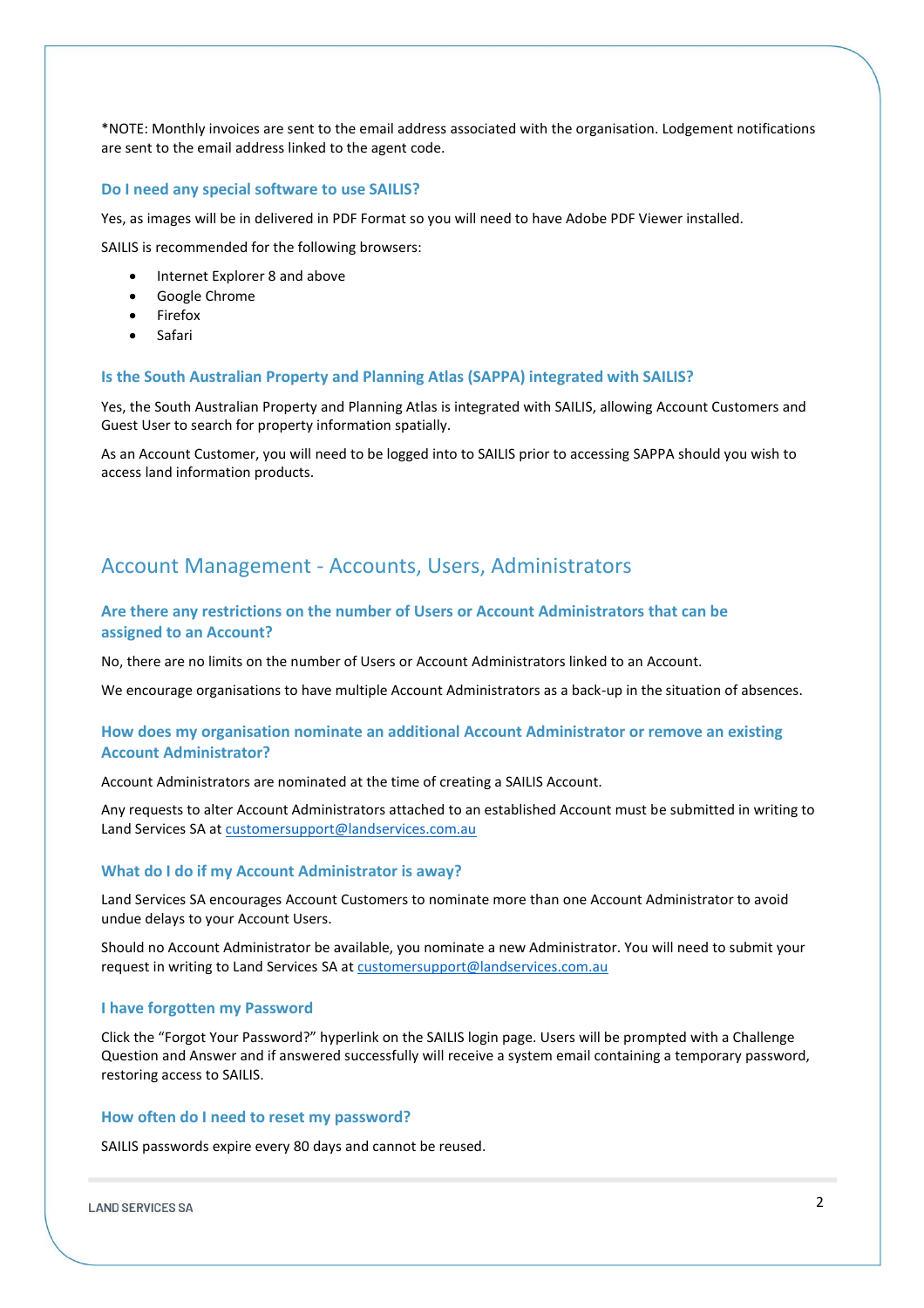*NOTE: Monthly invoices are sent to the email address associated with the organisation. Lodgement notifications are sent to the email address linked to the agent code.

### Do I need any special software to use SAILIS?

Yes, as images will be in delivered in PDF Format so you will need to have Adobe PDF Viewer installed.

SAILIS is recommended for the following browsers:

- Internet Explorer 8 and above
- Google Chrome
- Firefox
- Safari

### Is the South Australian Property and Planning Atlas (SAPPA) integrated with SAILIS?

Yes, the South Australian Property and Planning Atlas is integrated with SAILIS, allowing Account Customers and Guest User to search for property information spatially.

As an Account Customer, you will need to be logged into to SAILIS prior to accessing SAPPA should you wish to access land information products.

## Account Management - Accounts, Users, Administrators

### Are there any restrictions on the number of Users or Account Administrators that can be assigned to an Account?

No, there are no limits on the number of Users or Account Administrators linked to an Account.

We encourage organisations to have multiple Account Administrators as a back-up in the situation of absences.

### How does my organisation nominate an additional Account Administrator or remove an existing Account Administrator?

Account Administrators are nominated at the time of creating a SAILIS Account.

Any requests to alter Account Administrators attached to an established Account must be submitted in writing to Land Services SA at customersupport@landservices.com.au

### What do I do if my Account Administrator is away?

Land Services SA encourages Account Customers to nominate more than one Account Administrator to avoid undue delays to your Account Users.

Should no Account Administrator be available, you nominate a new Administrator. You will need to submit your request in writing to Land Services SA at customersupport@landservices.com.au

### I have forgotten my Password

Click the "Forgot Your Password?" hyperlink on the SAILIS login page. Users will be prompted with a Challenge Question and Answer and if answered successfully will receive a system email containing a temporary password, restoring access to SAILIS.

### How often do I need to reset my password?

SAILIS passwords expire every 80 days and cannot be reused.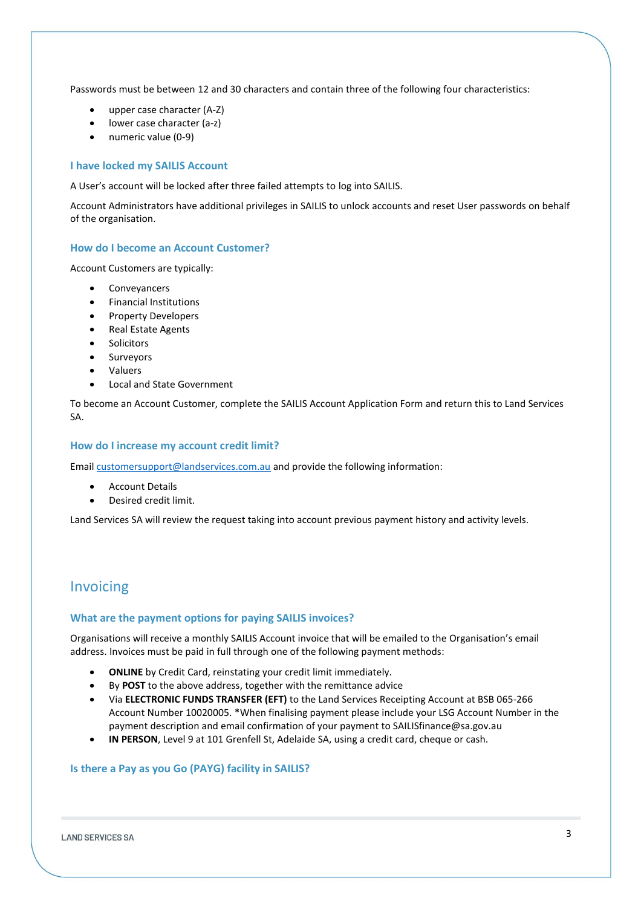Passwords must be between 12 and 30 characters and contain three of the following four characteristics:

- upper case character (A-Z)
- lower case character (a-z)
- numeric value (0-9)

### I have locked my SAILIS Account

A User's account will be locked after three failed attempts to log into SAILIS.

Account Administrators have additional privileges in SAILIS to unlock accounts and reset User passwords on behalf of the organisation.

### How do I become an Account Customer?

Account Customers are typically:

- Conveyancers
- Financial Institutions
- Property Developers
- Real Estate Agents
- Solicitors
- Surveyors
- Valuers
- Local and State Government

To become an Account Customer, complete the SAILIS Account Application Form and return this to Land Services SA.

### How do I increase my account credit limit?

Email customersupport@landservices.com.au and provide the following information:

- Account Details
- Desired credit limit.

Land Services SA will review the request taking into account previous payment history and activity levels.

## Invoicing

### What are the payment options for paying SAILIS invoices?

Organisations will receive a monthly SAILIS Account invoice that will be emailed to the Organisation's email address. Invoices must be paid in full through one of the following payment methods:

- **ONLINE** by Credit Card, reinstating your credit limit immediately.
- By **POST** to the above address, together with the remittance advice
- Via **ELECTRONIC FUNDS TRANSFER (EFT)** to the Land Services Receipting Account at BSB 065-266 Account Number 10020005. *When finalising payment please include your LSG Account Number in the payment description and email confirmation of your payment to SAILISfinance@sa.gov.au
- **IN PERSON**, Level 9 at 101 Grenfell St, Adelaide SA, using a credit card, cheque or cash.

### Is there a Pay as you Go (PAYG) facility in SAILIS?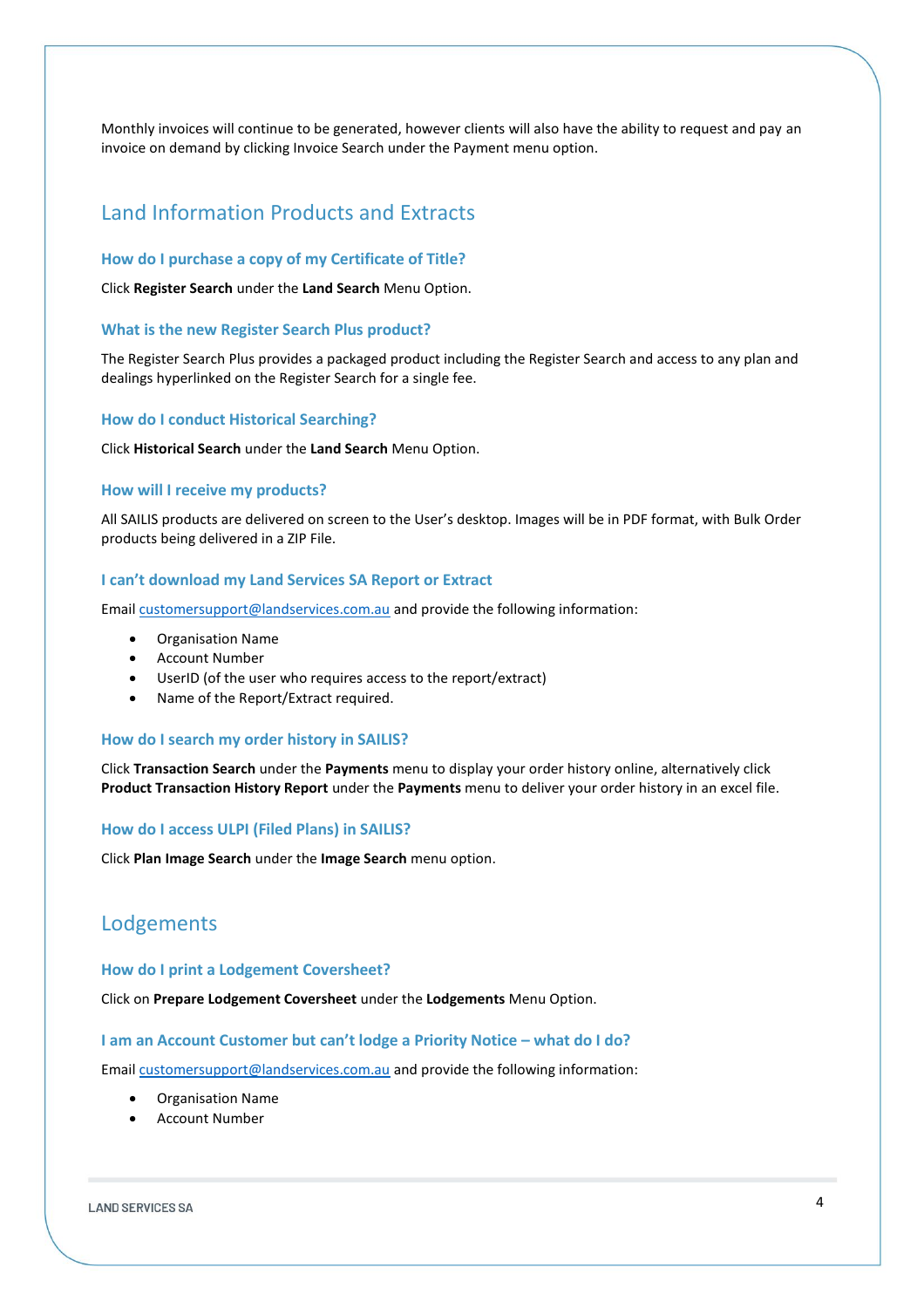Monthly invoices will continue to be generated, however clients will also have the ability to request and pay an invoice on demand by clicking Invoice Search under the Payment menu option.

## Land Information Products and Extracts

### How do I purchase a copy of my Certificate of Title?

Click **Register Search** under the **Land Search** Menu Option.

### What is the new Register Search Plus product?

The Register Search Plus provides a packaged product including the Register Search and access to any plan and dealings hyperlinked on the Register Search for a single fee.

### How do I conduct Historical Searching?

Click **Historical Search** under the **Land Search** Menu Option.

### How will I receive my products?

All SAILIS products are delivered on screen to the User's desktop. Images will be in PDF format, with Bulk Order products being delivered in a ZIP File.

### I can't download my Land Services SA Report or Extract

Email customersupport@landservices.com.au and provide the following information:

- Organisation Name
- Account Number
- UserID (of the user who requires access to the report/extract)
- Name of the Report/Extract required.

### How do I search my order history in SAILIS?

Click **Transaction Search** under the **Payments** menu to display your order history online, alternatively click **Product Transaction History Report** under the **Payments** menu to deliver your order history in an excel file.

### How do I access ULPI (Filed Plans) in SAILIS?

Click **Plan Image Search** under the **Image Search** menu option.

## Lodgements

### How do I print a Lodgement Coversheet?

Click on **Prepare Lodgement Coversheet** under the **Lodgements** Menu Option.

### I am an Account Customer but can't lodge a Priority Notice – what do I do?

Email customersupport@landservices.com.au and provide the following information:

- Organisation Name
- Account Number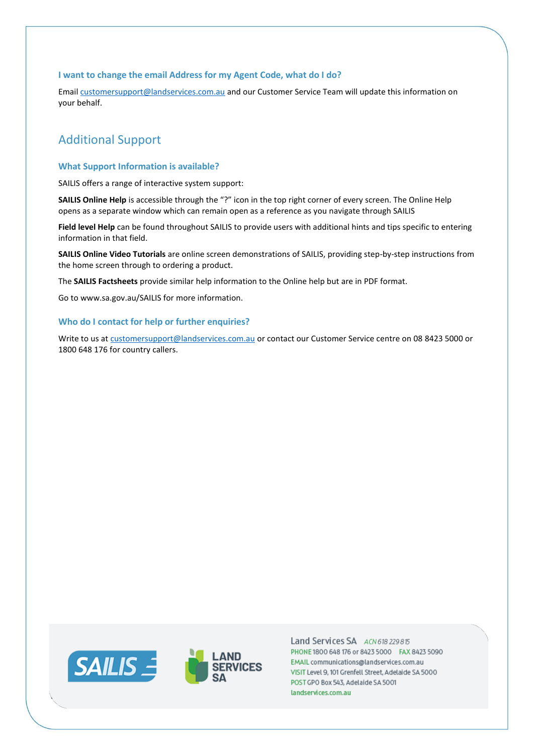### I want to change the email Address for my Agent Code, what do I do?

Email customersupport@landservices.com.au and our Customer Service Team will update this information on your behalf.

## Additional Support

### What Support Information is available?

SAILIS offers a range of interactive system support:

**SAILIS Online Help** is accessible through the "?" icon in the top right corner of every screen. The Online Help opens as a separate window which can remain open as a reference as you navigate through SAILIS

**Field level Help** can be found throughout SAILIS to provide users with additional hints and tips specific to entering information in that field.

**SAILIS Online Video Tutorials** are online screen demonstrations of SAILIS, providing step-by-step instructions from the home screen through to ordering a product.

The **SAILIS Factsheets** provide similar help information to the Online help but are in PDF format.

Go to www.sa.gov.au/SAILIS for more information.

### Who do I contact for help or further enquiries?

Write to us at customersupport@landservices.com.au or contact our Customer Service centre on 08 8423 5000 or 1800 648 176 for country callers.

SAILIS

LAND SERVICES SA

Land Services SA ACN 618 229 815
PHONE 1800 648 176 or 8423 5000 FAX 8423 5090
EMAIL communications@landservices.com.au
VISIT Level 9, 101 Grenfell Street, Adelaide SA 5000
POST GPO Box 543, Adelaide SA 5001
landservices.com.au